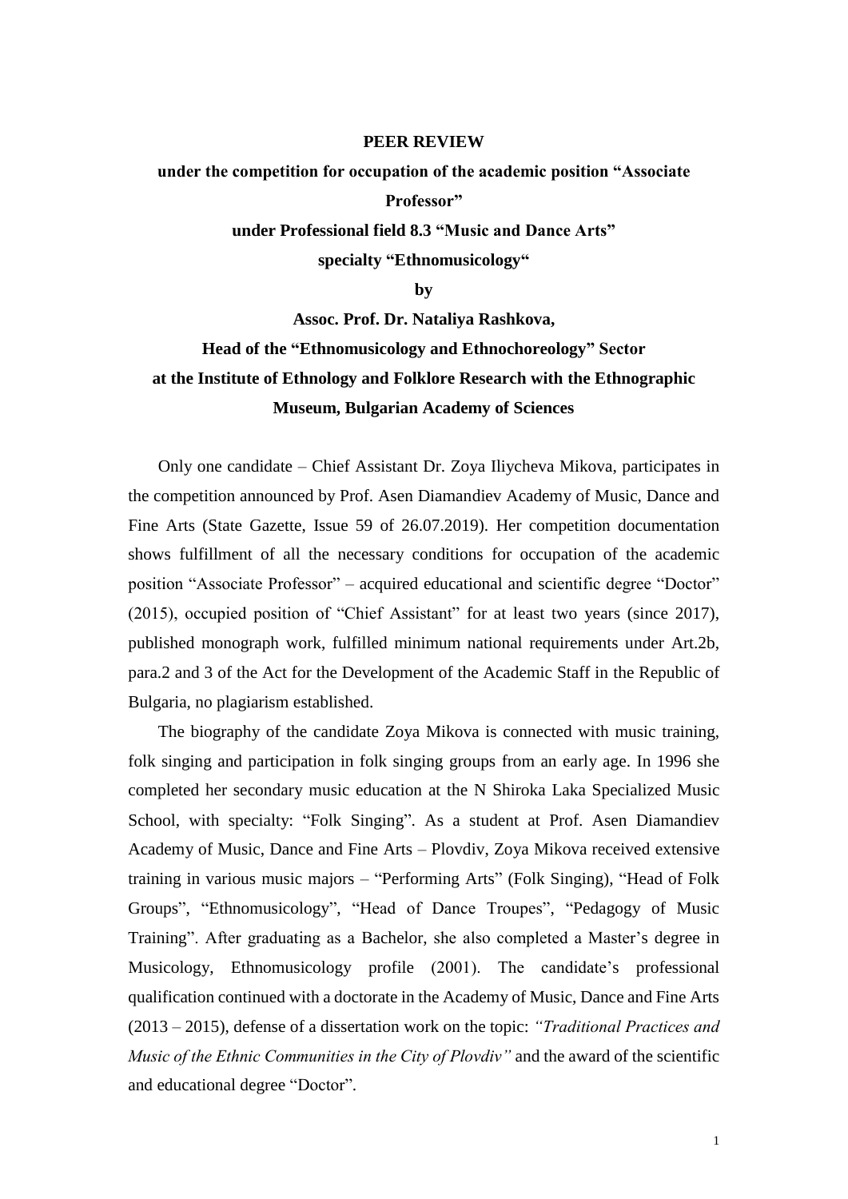**PEER REVIEW**

**under the competition for occupation of the academic position "Associate Professor"**

**under Professional field 8.3 "Music and Dance Arts"**

**specialty "Ethnomusicology"**

**by**

**Assoc. Prof. Dr. Nataliya Rashkova,**

**Head of the "Ethnomusicology and Ethnochoreology" Sector**

**at the Institute of Ethnology and Folklore Research with the Ethnographic Museum, Bulgarian Academy of Sciences**

Only one candidate – Chief Assistant Dr. Zoya Iliycheva Mikova, participates in the competition announced by Prof. Asen Diamandiev Academy of Music, Dance and Fine Arts (State Gazette, Issue 59 of 26.07.2019). Her competition documentation shows fulfillment of all the necessary conditions for occupation of the academic position "Associate Professor" – acquired educational and scientific degree "Doctor" (2015), occupied position of "Chief Assistant" for at least two years (since 2017), published monograph work, fulfilled minimum national requirements under Art.2b, para.2 and 3 of the Act for the Development of the Academic Staff in the Republic of Bulgaria, no plagiarism established.

The biography of the candidate Zoya Mikova is connected with music training, folk singing and participation in folk singing groups from an early age. In 1996 she completed her secondary music education at the N Shiroka Laka Specialized Music School, with specialty: "Folk Singing". As a student at Prof. Asen Diamandiev Academy of Music, Dance and Fine Arts – Plovdiv, Zoya Mikova received extensive training in various music majors – "Performing Arts" (Folk Singing), "Head of Folk Groups", "Ethnomusicology", "Head of Dance Troupes", "Pedagogy of Music Training". After graduating as a Bachelor, she also completed a Master's degree in Musicology, Ethnomusicology profile (2001). The candidate's professional qualification continued with a doctorate in the Academy of Music, Dance and Fine Arts (2013 – 2015), defense of a dissertation work on the topic: *"Traditional Practices and Music of the Ethnic Communities in the City of Plovdiv"* and the award of the scientific and educational degree "Doctor".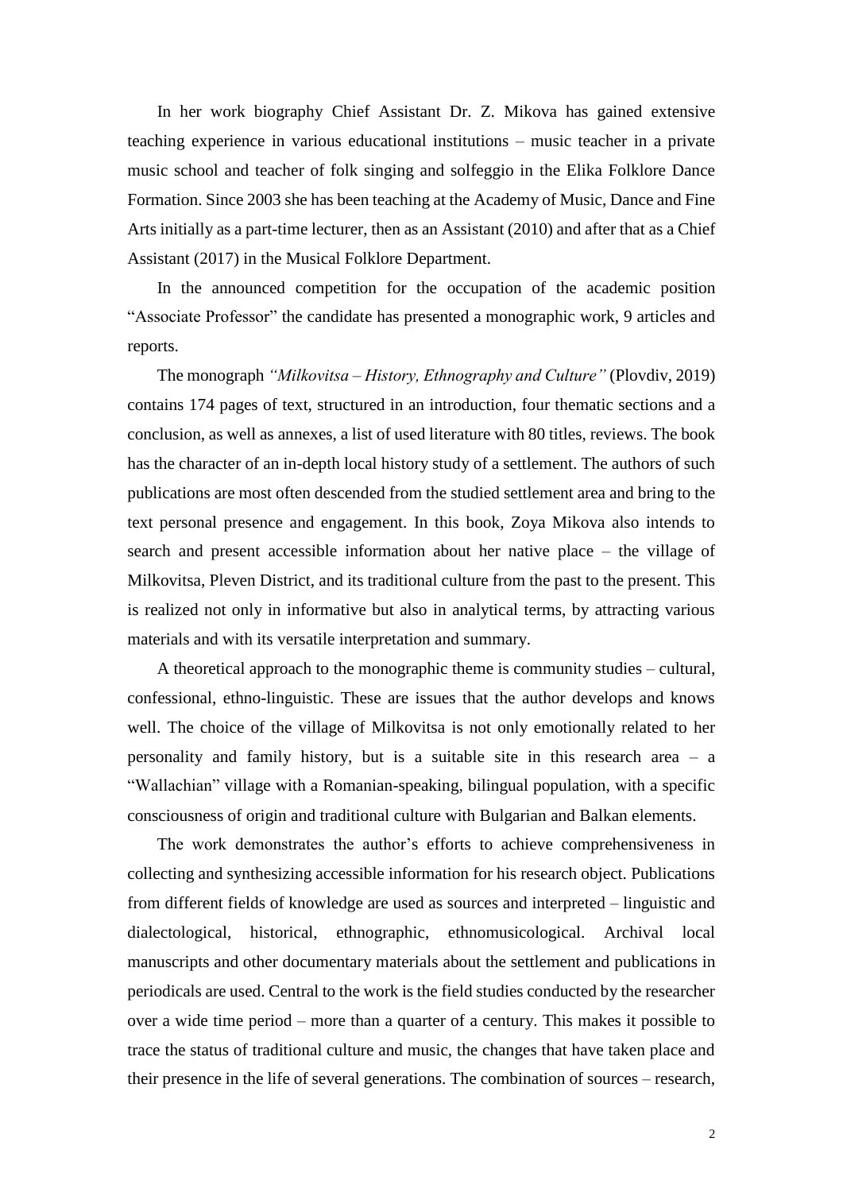In her work biography Chief Assistant Dr. Z. Mikova has gained extensive teaching experience in various educational institutions – music teacher in a private music school and teacher of folk singing and solfeggio in the Elika Folklore Dance Formation. Since 2003 she has been teaching at the Academy of Music, Dance and Fine Arts initially as a part-time lecturer, then as an Assistant (2010) and after that as a Chief Assistant (2017) in the Musical Folklore Department.

In the announced competition for the occupation of the academic position "Associate Professor" the candidate has presented a monographic work, 9 articles and reports.

The monograph *"Milkovitsa – History, Ethnography and Culture"* (Plovdiv, 2019) contains 174 pages of text, structured in an introduction, four thematic sections and a conclusion, as well as annexes, a list of used literature with 80 titles, reviews. The book has the character of an in-depth local history study of a settlement. The authors of such publications are most often descended from the studied settlement area and bring to the text personal presence and engagement. In this book, Zoya Mikova also intends to search and present accessible information about her native place – the village of Milkovitsa, Pleven District, and its traditional culture from the past to the present. This is realized not only in informative but also in analytical terms, by attracting various materials and with its versatile interpretation and summary.

A theoretical approach to the monographic theme is community studies – cultural, confessional, ethno-linguistic. These are issues that the author develops and knows well. The choice of the village of Milkovitsa is not only emotionally related to her personality and family history, but is a suitable site in this research area – a "Wallachian" village with a Romanian-speaking, bilingual population, with a specific consciousness of origin and traditional culture with Bulgarian and Balkan elements.

The work demonstrates the author's efforts to achieve comprehensiveness in collecting and synthesizing accessible information for his research object. Publications from different fields of knowledge are used as sources and interpreted – linguistic and dialectological, historical, ethnographic, ethnomusicological. Archival local manuscripts and other documentary materials about the settlement and publications in periodicals are used. Central to the work is the field studies conducted by the researcher over a wide time period – more than a quarter of a century. This makes it possible to trace the status of traditional culture and music, the changes that have taken place and their presence in the life of several generations. The combination of sources – research,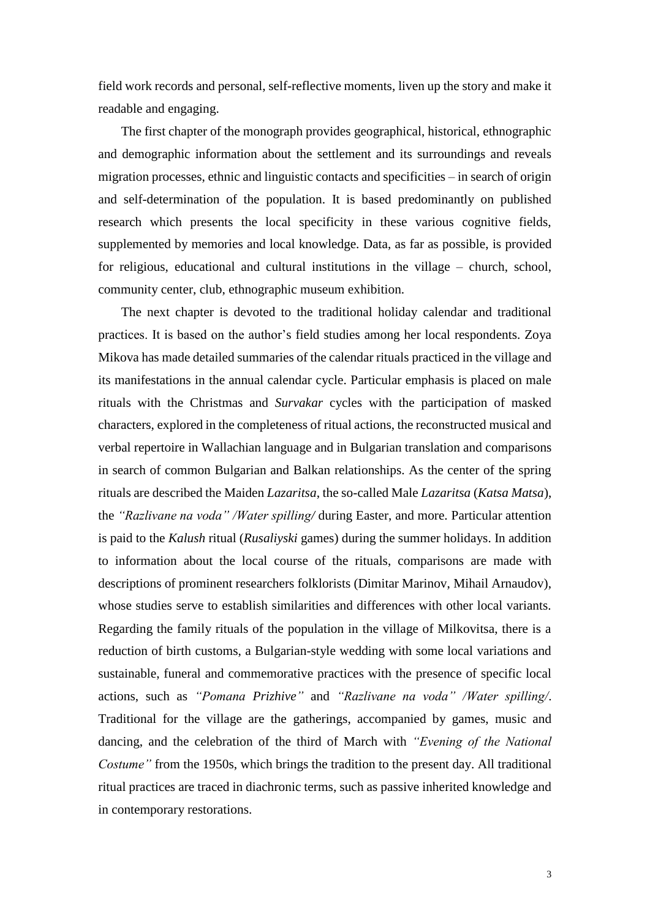field work records and personal, self-reflective moments, liven up the story and make it readable and engaging.

The first chapter of the monograph provides geographical, historical, ethnographic and demographic information about the settlement and its surroundings and reveals migration processes, ethnic and linguistic contacts and specificities – in search of origin and self-determination of the population. It is based predominantly on published research which presents the local specificity in these various cognitive fields, supplemented by memories and local knowledge. Data, as far as possible, is provided for religious, educational and cultural institutions in the village – church, school, community center, club, ethnographic museum exhibition.

The next chapter is devoted to the traditional holiday calendar and traditional practices. It is based on the author's field studies among her local respondents. Zoya Mikova has made detailed summaries of the calendar rituals practiced in the village and its manifestations in the annual calendar cycle. Particular emphasis is placed on male rituals with the Christmas and *Survakar* cycles with the participation of masked characters, explored in the completeness of ritual actions, the reconstructed musical and verbal repertoire in Wallachian language and in Bulgarian translation and comparisons in search of common Bulgarian and Balkan relationships. As the center of the spring rituals are described the Maiden *Lazaritsa*, the so-called Male *Lazaritsa* (*Katsa Matsa*), the *"Razlivane na voda" /Water spilling/* during Easter, and more. Particular attention is paid to the *Kalush* ritual (*Rusaliyski* games) during the summer holidays. In addition to information about the local course of the rituals, comparisons are made with descriptions of prominent researchers folklorists (Dimitar Marinov, Mihail Arnaudov), whose studies serve to establish similarities and differences with other local variants. Regarding the family rituals of the population in the village of Milkovitsa, there is a reduction of birth customs, a Bulgarian-style wedding with some local variations and sustainable, funeral and commemorative practices with the presence of specific local actions, such as *"Pomana Prizhive"* and *"Razlivane na voda" /Water spilling/*. Traditional for the village are the gatherings, accompanied by games, music and dancing, and the celebration of the third of March with *"Evening of the National Costume"* from the 1950s, which brings the tradition to the present day. All traditional ritual practices are traced in diachronic terms, such as passive inherited knowledge and in contemporary restorations.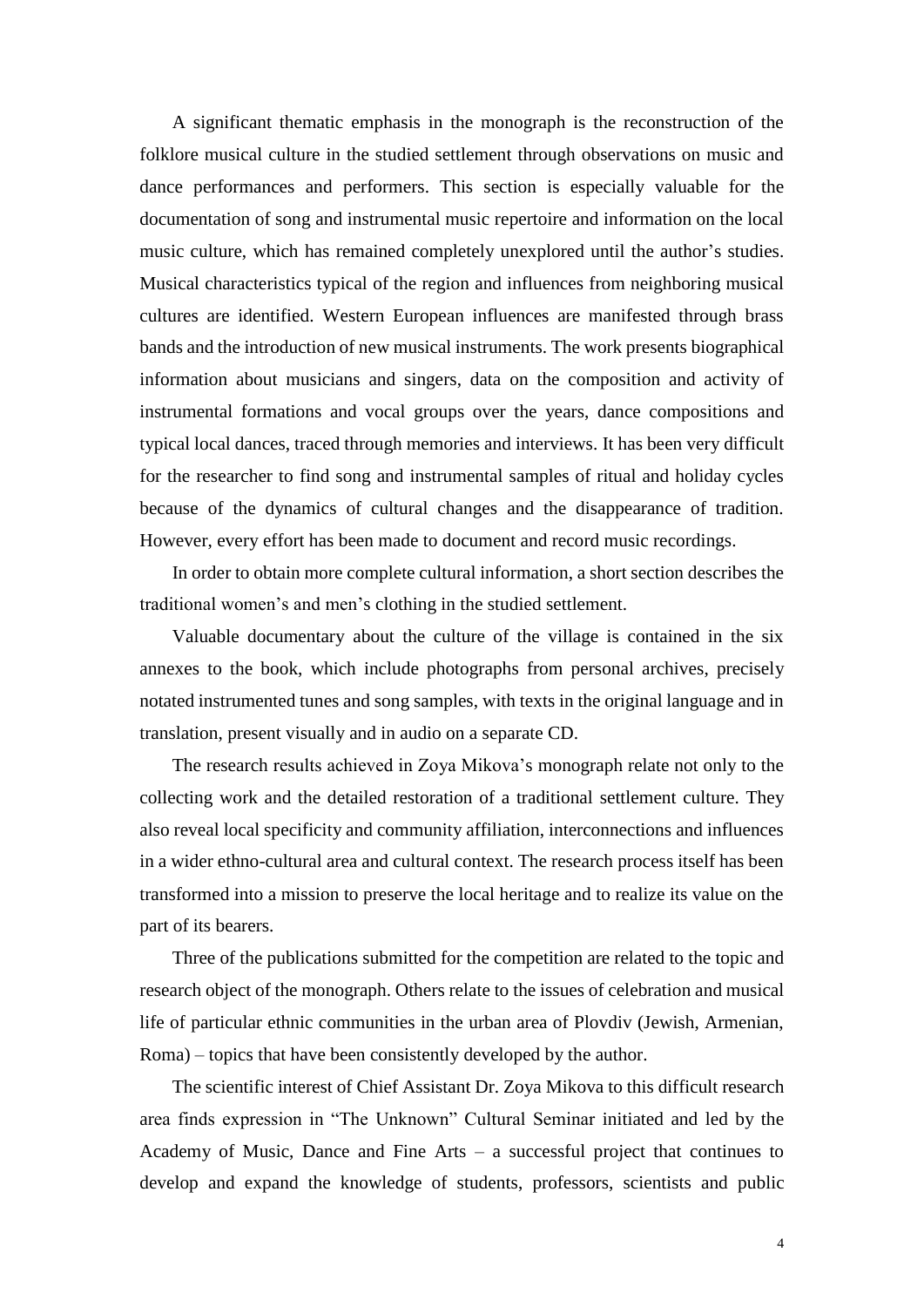A significant thematic emphasis in the monograph is the reconstruction of the folklore musical culture in the studied settlement through observations on music and dance performances and performers. This section is especially valuable for the documentation of song and instrumental music repertoire and information on the local music culture, which has remained completely unexplored until the author's studies. Musical characteristics typical of the region and influences from neighboring musical cultures are identified. Western European influences are manifested through brass bands and the introduction of new musical instruments. The work presents biographical information about musicians and singers, data on the composition and activity of instrumental formations and vocal groups over the years, dance compositions and typical local dances, traced through memories and interviews. It has been very difficult for the researcher to find song and instrumental samples of ritual and holiday cycles because of the dynamics of cultural changes and the disappearance of tradition. However, every effort has been made to document and record music recordings.

In order to obtain more complete cultural information, a short section describes the traditional women's and men's clothing in the studied settlement.

Valuable documentary about the culture of the village is contained in the six annexes to the book, which include photographs from personal archives, precisely notated instrumented tunes and song samples, with texts in the original language and in translation, present visually and in audio on a separate CD.

The research results achieved in Zoya Mikova's monograph relate not only to the collecting work and the detailed restoration of a traditional settlement culture. They also reveal local specificity and community affiliation, interconnections and influences in a wider ethno-cultural area and cultural context. The research process itself has been transformed into a mission to preserve the local heritage and to realize its value on the part of its bearers.

Three of the publications submitted for the competition are related to the topic and research object of the monograph. Others relate to the issues of celebration and musical life of particular ethnic communities in the urban area of Plovdiv (Jewish, Armenian, Roma) – topics that have been consistently developed by the author.

The scientific interest of Chief Assistant Dr. Zoya Mikova to this difficult research area finds expression in "The Unknown" Cultural Seminar initiated and led by the Academy of Music, Dance and Fine Arts – a successful project that continues to develop and expand the knowledge of students, professors, scientists and public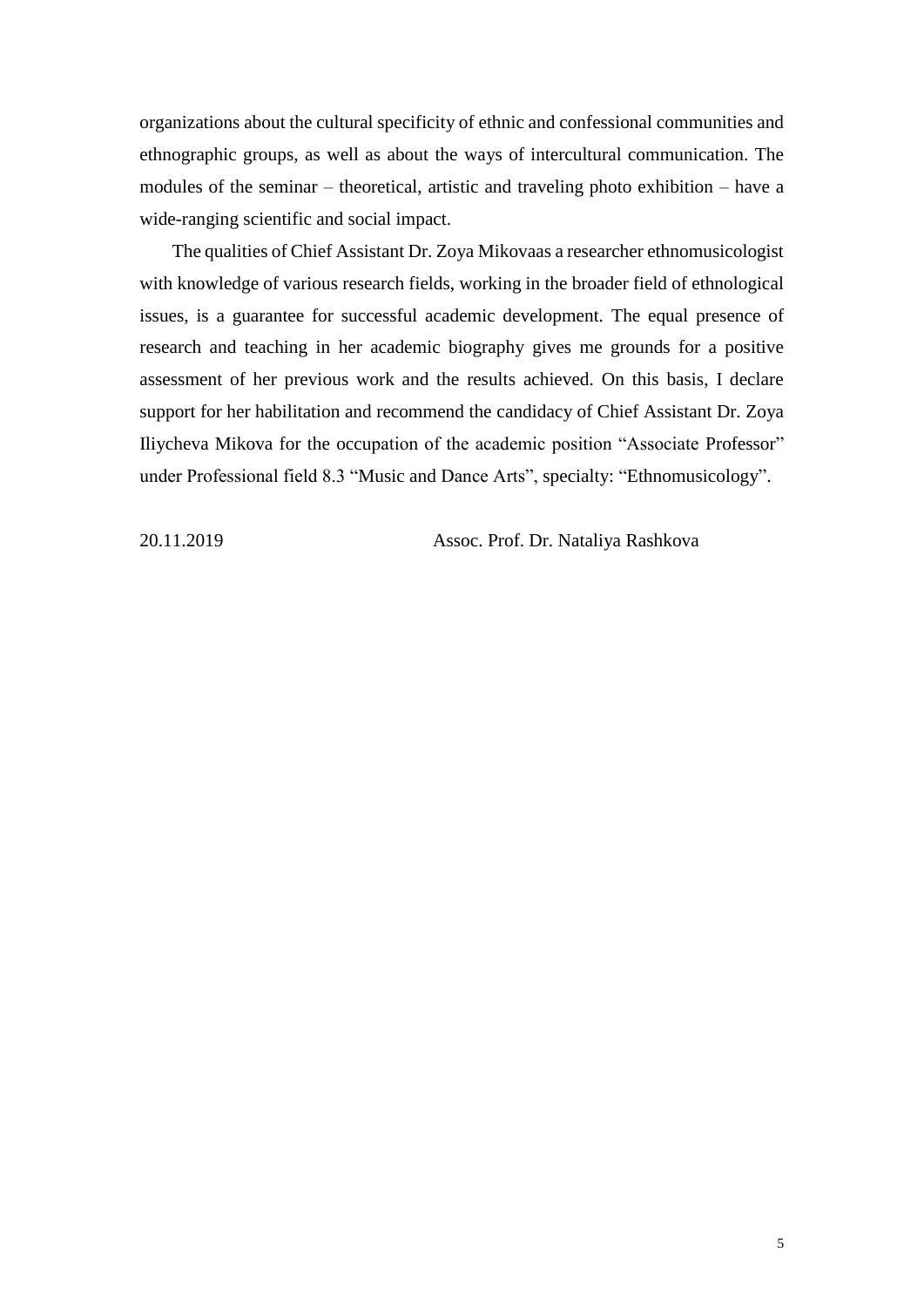organizations about the cultural specificity of ethnic and confessional communities and ethnographic groups, as well as about the ways of intercultural communication. The modules of the seminar – theoretical, artistic and traveling photo exhibition – have a wide-ranging scientific and social impact.

The qualities of Chief Assistant Dr. Zoya Mikovaas a researcher ethnomusicologist with knowledge of various research fields, working in the broader field of ethnological issues, is a guarantee for successful academic development. The equal presence of research and teaching in her academic biography gives me grounds for a positive assessment of her previous work and the results achieved. On this basis, I declare support for her habilitation and recommend the candidacy of Chief Assistant Dr. Zoya Iliycheva Mikova for the occupation of the academic position "Associate Professor" under Professional field 8.3 "Music and Dance Arts", specialty: "Ethnomusicology".

20.11.2019 Assoc. Prof. Dr. Nataliya Rashkova